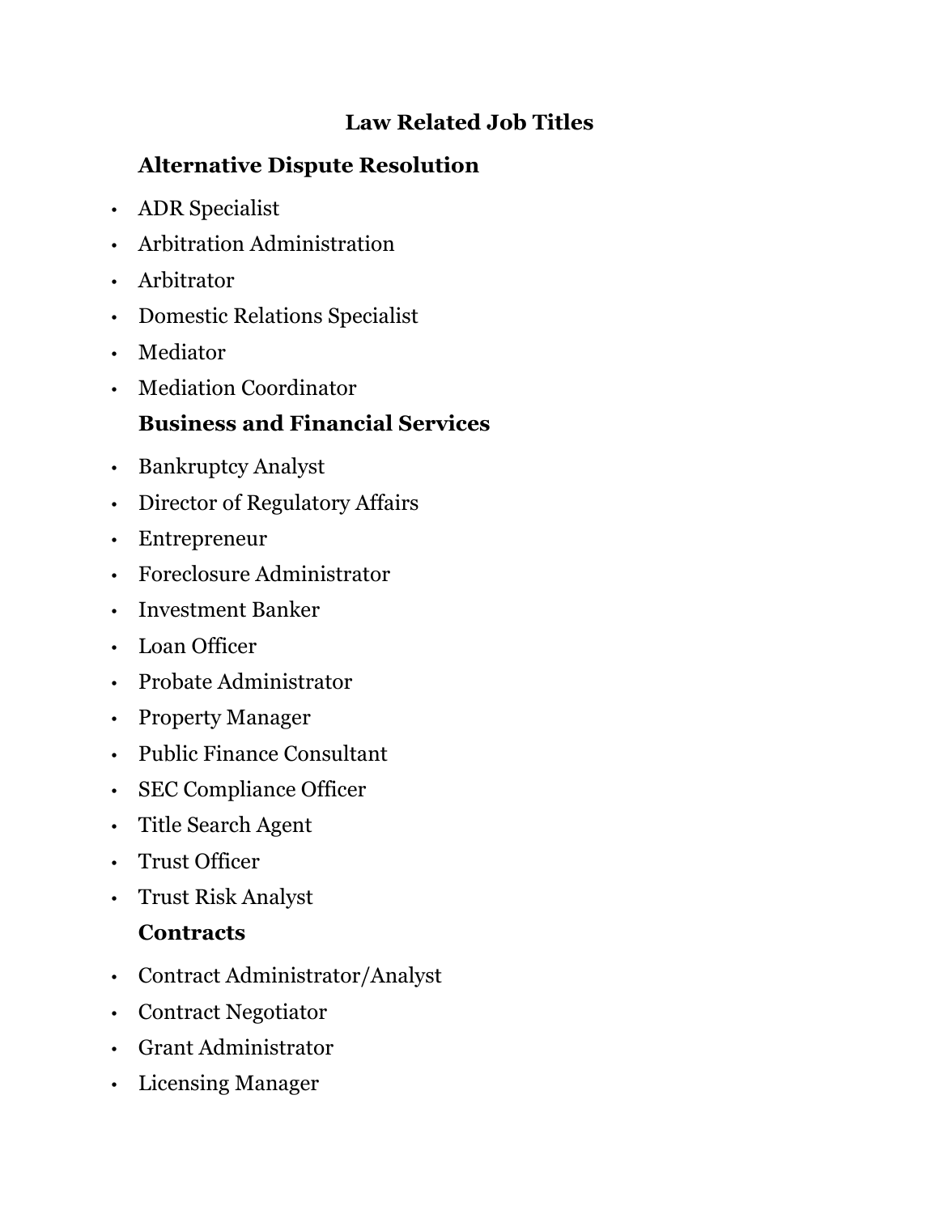# Law Related Job Titles

## Alternative Dispute Resolution

- ADR Specialist
- Arbitration Administration
- Arbitrator
- Domestic Relations Specialist
- Mediator
- Mediation Coordinator

## Business and Financial Services

- Bankruptcy Analyst
- Director of Regulatory Affairs
- Entrepreneur
- Foreclosure Administrator
- Investment Banker
- Loan Officer
- Probate Administrator
- Property Manager
- Public Finance Consultant
- SEC Compliance Officer
- Title Search Agent
- Trust Officer
- Trust Risk Analyst

## Contracts

- Contract Administrator/Analyst
- Contract Negotiator
- Grant Administrator
- Licensing Manager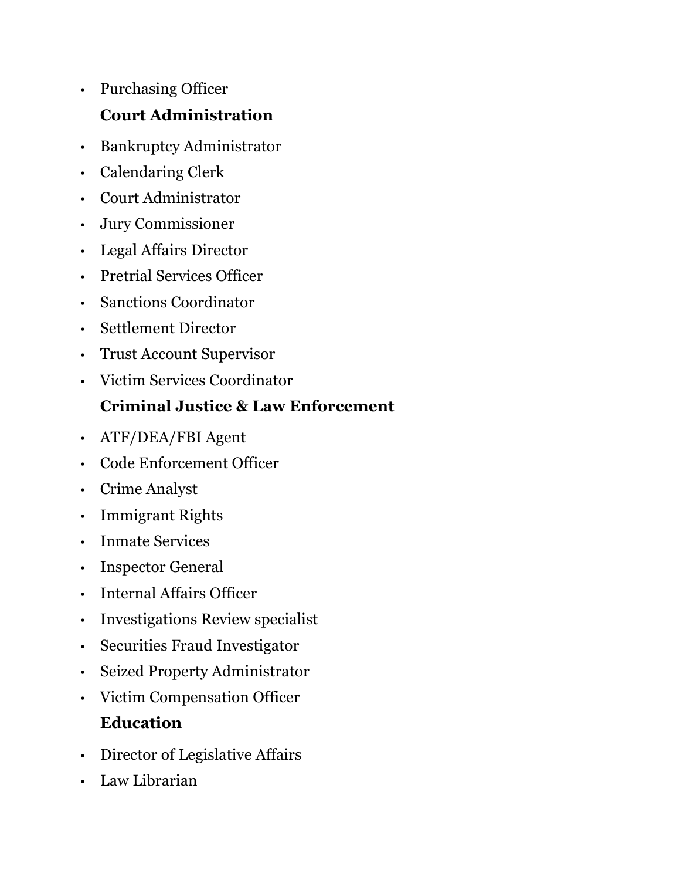- Purchasing Officer

**Court Administration**

- Bankruptcy Administrator
- Calendaring Clerk
- Court Administrator
- Jury Commissioner
- Legal Affairs Director
- Pretrial Services Officer
- Sanctions Coordinator
- Settlement Director
- Trust Account Supervisor
- Victim Services Coordinator

**Criminal Justice & Law Enforcement**

- ATF/DEA/FBI Agent
- Code Enforcement Officer
- Crime Analyst
- Immigrant Rights
- Inmate Services
- Inspector General
- Internal Affairs Officer
- Investigations Review specialist
- Securities Fraud Investigator
- Seized Property Administrator
- Victim Compensation Officer

**Education**

- Director of Legislative Affairs
- Law Librarian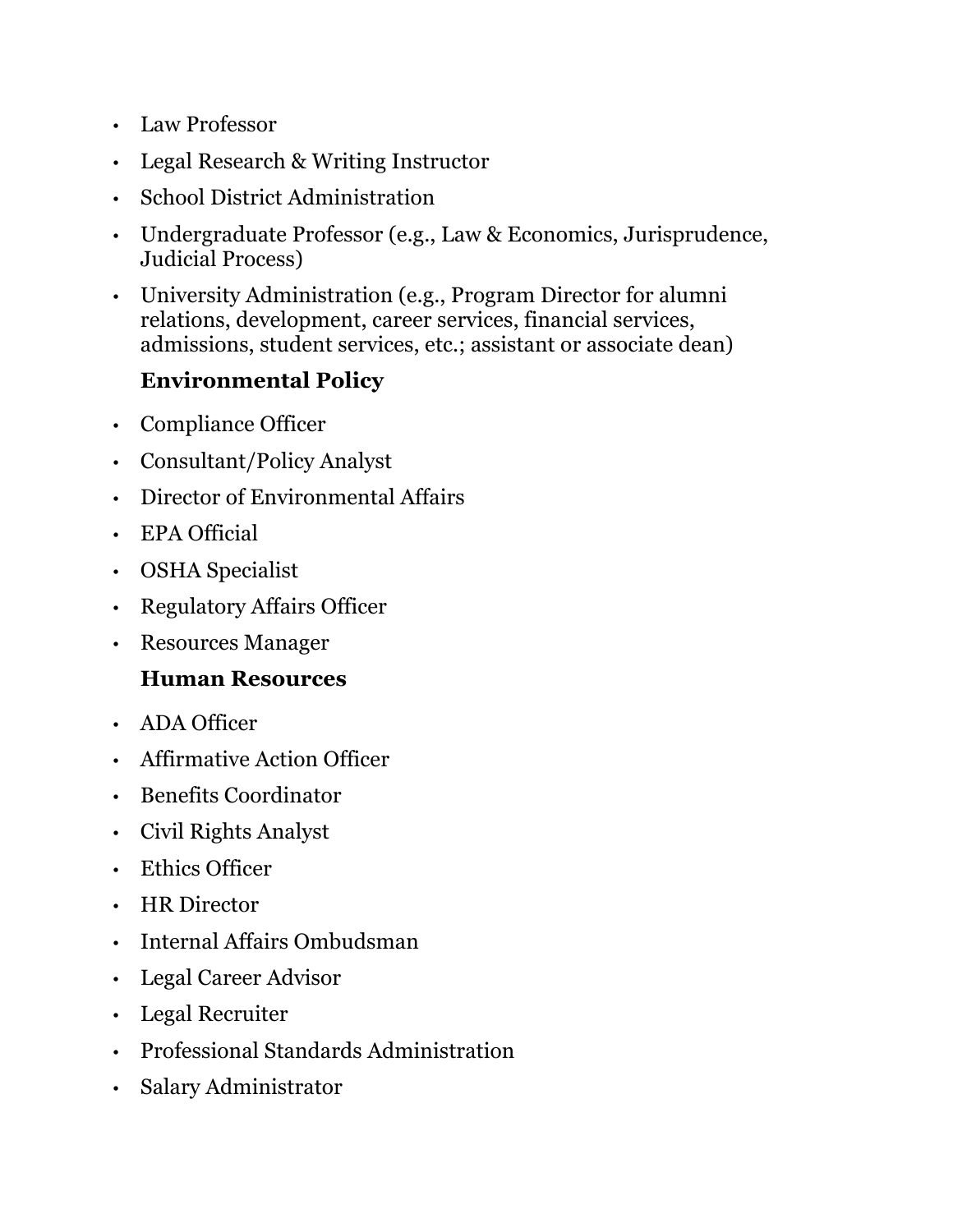- Law Professor
- Legal Research & Writing Instructor
- School District Administration
- Undergraduate Professor (e.g., Law & Economics, Jurisprudence, Judicial Process)
- University Administration (e.g., Program Director for alumni relations, development, career services, financial services, admissions, student services, etc.; assistant or associate dean)

**Environmental Policy**

- Compliance Officer
- Consultant/Policy Analyst
- Director of Environmental Affairs
- EPA Official
- OSHA Specialist
- Regulatory Affairs Officer
- Resources Manager

**Human Resources**

- ADA Officer
- Affirmative Action Officer
- Benefits Coordinator
- Civil Rights Analyst
- Ethics Officer
- HR Director
- Internal Affairs Ombudsman
- Legal Career Advisor
- Legal Recruiter
- Professional Standards Administration
- Salary Administrator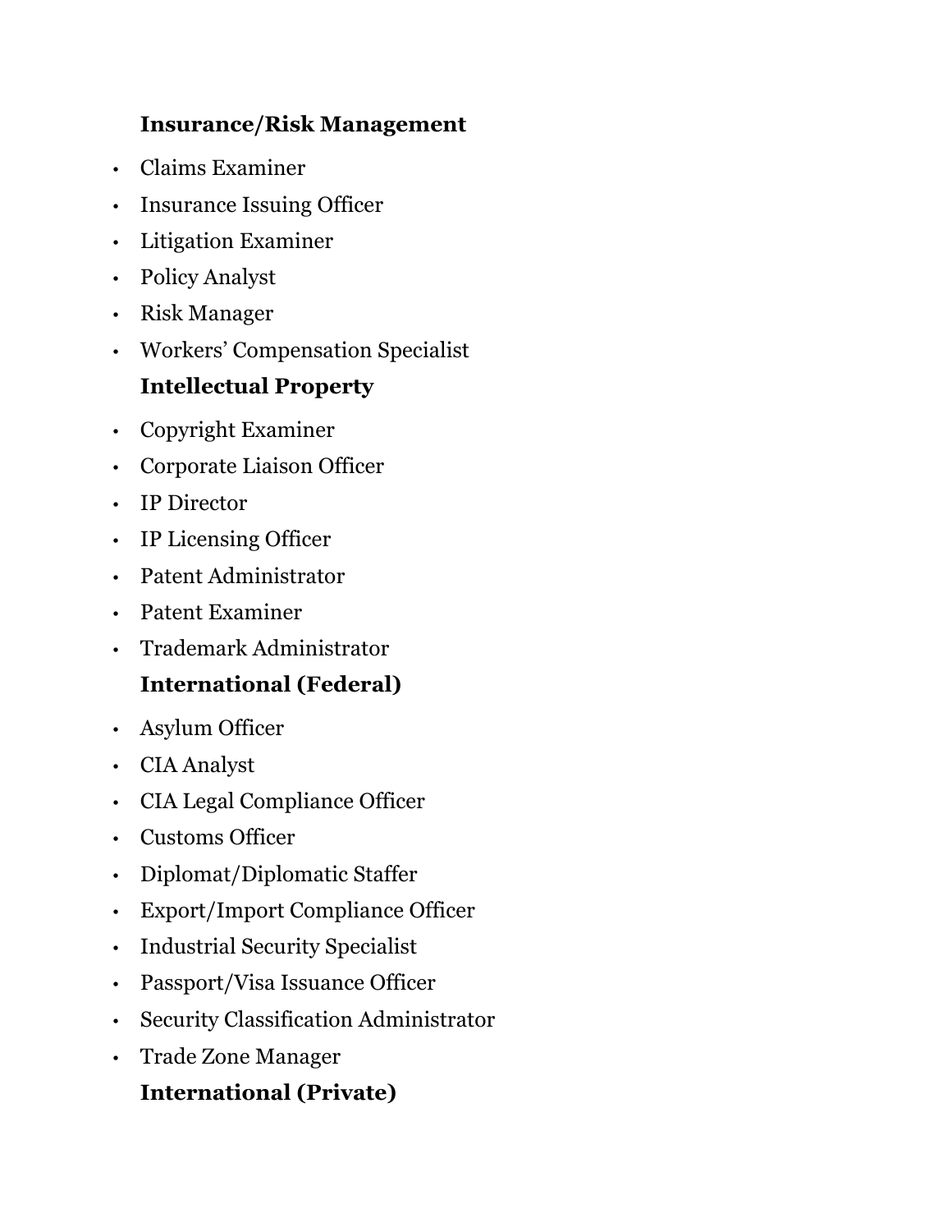**Insurance/Risk Management**

- Claims Examiner
- Insurance Issuing Officer
- Litigation Examiner
- Policy Analyst
- Risk Manager
- Workers' Compensation Specialist

**Intellectual Property**

- Copyright Examiner
- Corporate Liaison Officer
- IP Director
- IP Licensing Officer
- Patent Administrator
- Patent Examiner
- Trademark Administrator

**International (Federal)**

- Asylum Officer
- CIA Analyst
- CIA Legal Compliance Officer
- Customs Officer
- Diplomat/Diplomatic Staffer
- Export/Import Compliance Officer
- Industrial Security Specialist
- Passport/Visa Issuance Officer
- Security Classification Administrator
- Trade Zone Manager

**International (Private)**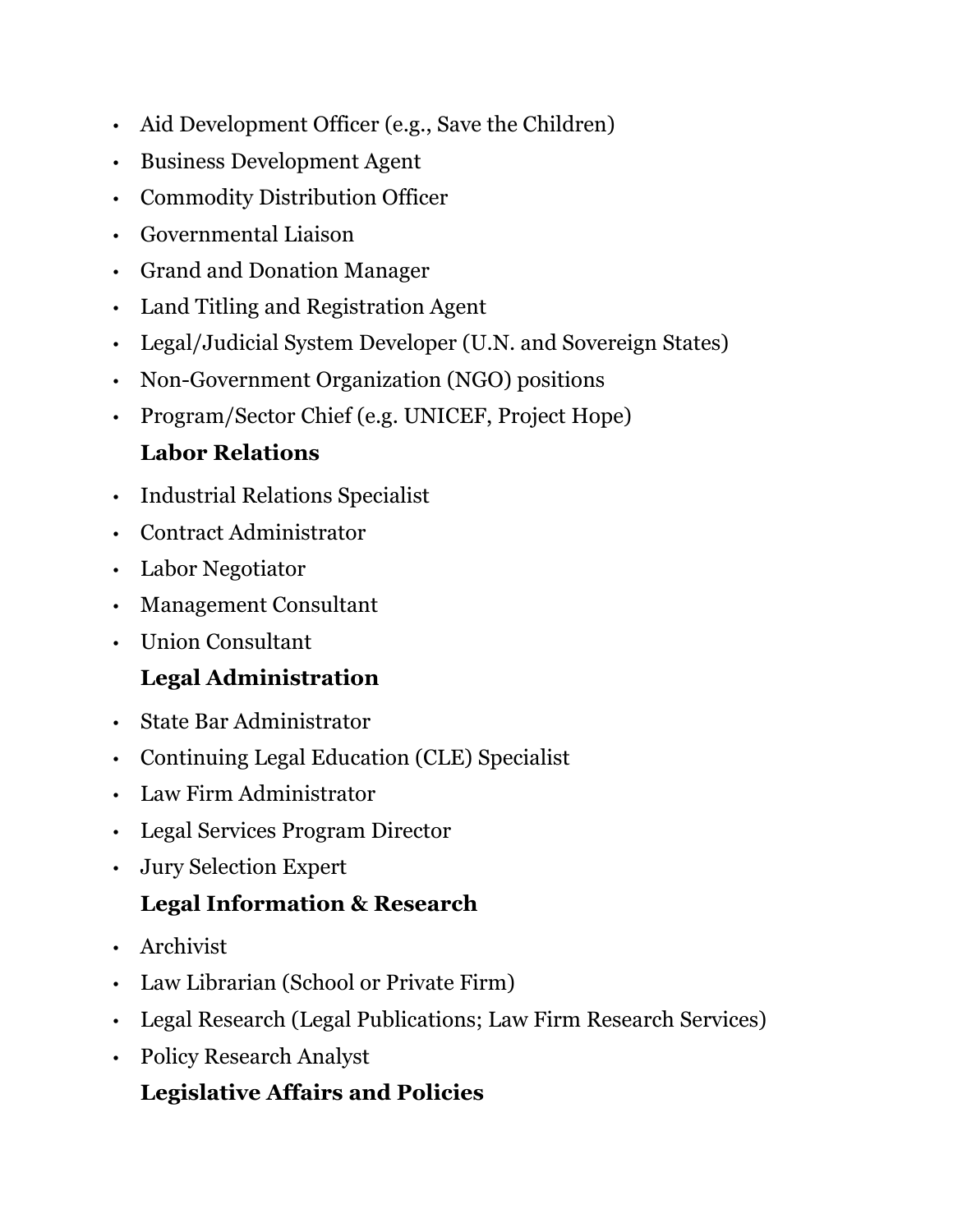- Aid Development Officer (e.g., Save the Children)
- Business Development Agent
- Commodity Distribution Officer
- Governmental Liaison
- Grand and Donation Manager
- Land Titling and Registration Agent
- Legal/Judicial System Developer (U.N. and Sovereign States)
- Non-Government Organization (NGO) positions
- Program/Sector Chief (e.g. UNICEF, Project Hope)

**Labor Relations**

- Industrial Relations Specialist
- Contract Administrator
- Labor Negotiator
- Management Consultant
- Union Consultant

**Legal Administration**

- State Bar Administrator
- Continuing Legal Education (CLE) Specialist
- Law Firm Administrator
- Legal Services Program Director
- Jury Selection Expert

**Legal Information & Research**

- Archivist
- Law Librarian (School or Private Firm)
- Legal Research (Legal Publications; Law Firm Research Services)
- Policy Research Analyst

**Legislative Affairs and Policies**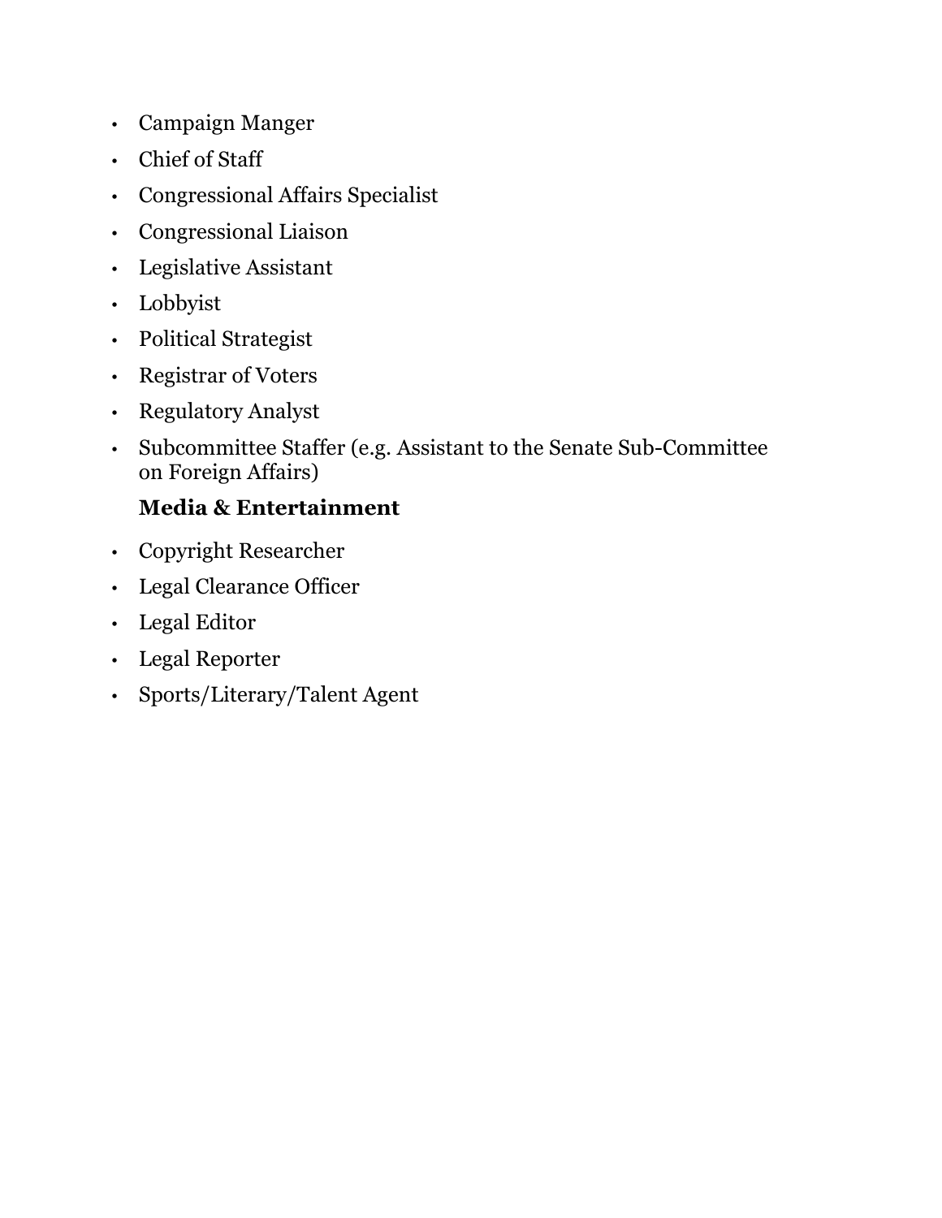- Campaign Manger
- Chief of Staff
- Congressional Affairs Specialist
- Congressional Liaison
- Legislative Assistant
- Lobbyist
- Political Strategist
- Registrar of Voters
- Regulatory Analyst
- Subcommittee Staffer (e.g. Assistant to the Senate Sub-Committee on Foreign Affairs)

**Media & Entertainment**

- Copyright Researcher
- Legal Clearance Officer
- Legal Editor
- Legal Reporter
- Sports/Literary/Talent Agent